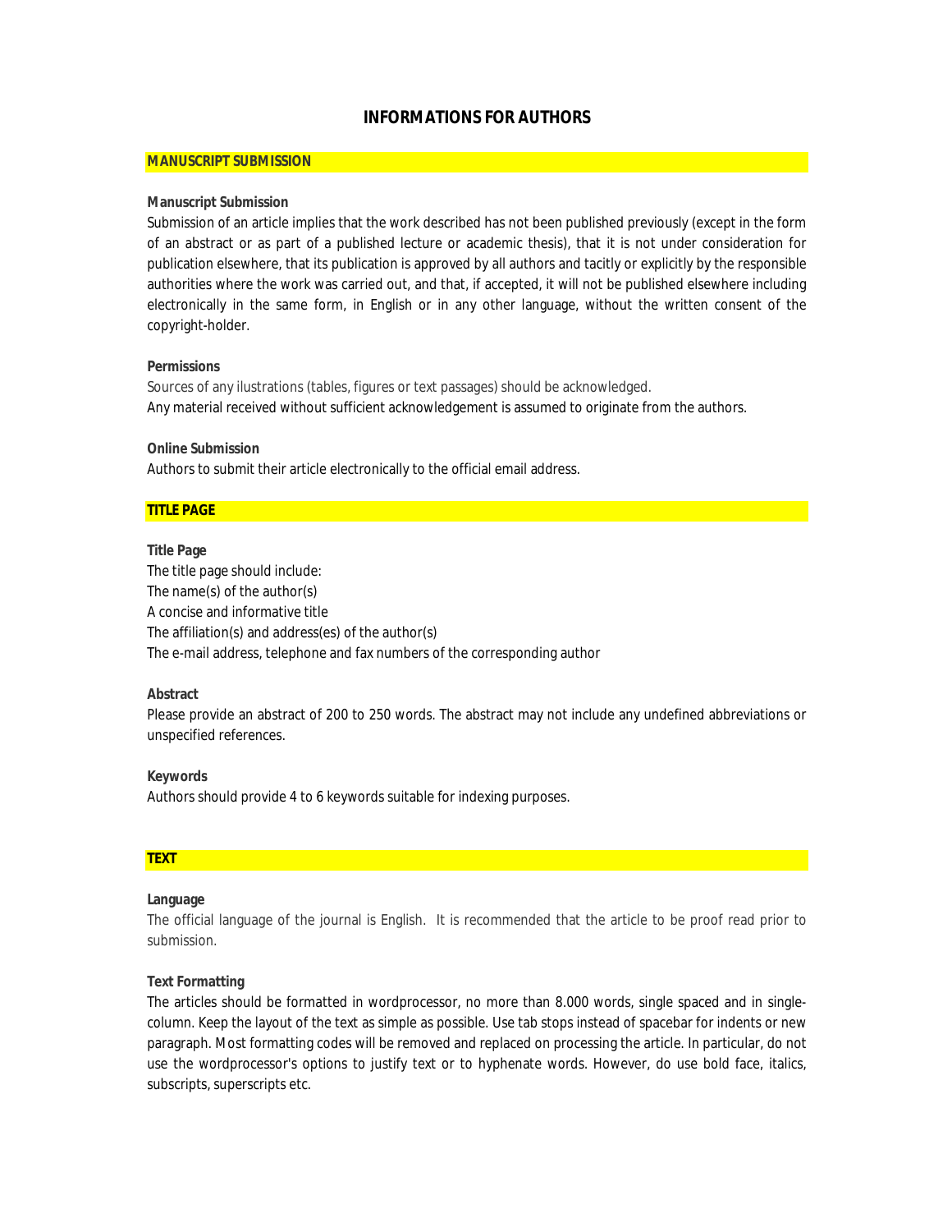# INFORMATIONS FOR AUTHORS

## MANUSCRIPT SUBMISSION

### Manuscript Submission

Submission of an article implies that the work described has not been published previously (except in the form of an abstract or as part of a published lecture or academic thesis), that it is not under consideration for publication elsewhere, that its publication is approved by all authors and tacitly or explicitly by the responsible authorities where the work was carried out, and that, if accepted, it will not be published elsewhere including electronically in the same form, in English or in any other language, without the written consent of the copyright-holder.

### Permissions

Sources of any ilustrations (tables, figures or text passages) should be acknowledged.
Any material received without sufficient acknowledgement is assumed to originate from the authors.

### Online Submission

Authors to submit their article electronically to the official email address.

## TITLE PAGE

### Title Page

The title page should include:
The name(s) of the author(s)
A concise and informative title
The affiliation(s) and address(es) of the author(s)
The e-mail address, telephone and fax numbers of the corresponding author

### Abstract

Please provide an abstract of 200 to 250 words. The abstract may not include any undefined abbreviations or unspecified references.

### Keywords

Authors should provide 4 to 6 keywords suitable for indexing purposes.

## TEXT

### Language

The official language of the journal is English. It is recommended that the article to be proof read prior to submission.

### Text Formatting

The articles should be formatted in wordprocessor, no more than 8.000 words, single spaced and in single-column. Keep the layout of the text as simple as possible. Use tab stops instead of spacebar for indents or new paragraph. Most formatting codes will be removed and replaced on processing the article. In particular, do not use the wordprocessor's options to justify text or to hyphenate words. However, do use bold face, italics, subscripts, superscripts etc.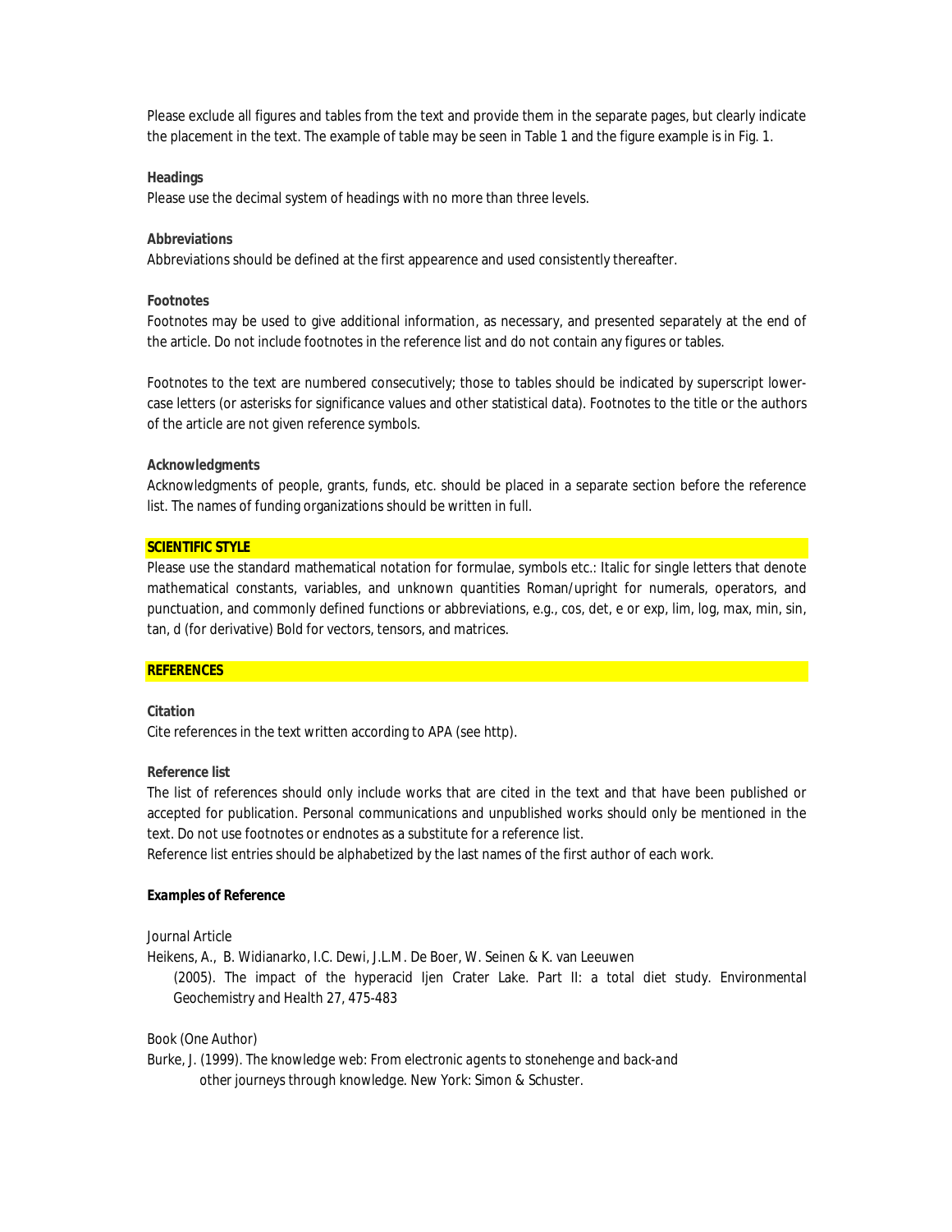Please exclude all figures and tables from the text and provide them in the separate pages, but clearly indicate the placement in the text. The example of table may be seen in Table 1 and the figure example is in Fig. 1.

**Headings**

Please use the decimal system of headings with no more than three levels.

**Abbreviations**

Abbreviations should be defined at the first appearence and used consistently thereafter.

**Footnotes**

Footnotes may be used to give additional information, as necessary, and presented separately at the end of the article. Do not include footnotes in the reference list and do not contain any figures or tables.

Footnotes to the text are numbered consecutively; those to tables should be indicated by superscript lower-case letters (or asterisks for significance values and other statistical data). Footnotes to the title or the authors of the article are not given reference symbols.

**Acknowledgments**

Acknowledgments of people, grants, funds, etc. should be placed in a separate section before the reference list. The names of funding organizations should be written in full.

## SCIENTIFIC STYLE

Please use the standard mathematical notation for formulae, symbols etc.: Italic for single letters that denote mathematical constants, variables, and unknown quantities Roman/upright for numerals, operators, and punctuation, and commonly defined functions or abbreviations, e.g., cos, det, e or exp, lim, log, max, min, sin, tan, d (for derivative) Bold for vectors, tensors, and matrices.

## REFERENCES

**Citation**

Cite references in the text written according to APA (see http).

**Reference list**

The list of references should only include works that are cited in the text and that have been published or accepted for publication. Personal communications and unpublished works should only be mentioned in the text. Do not use footnotes or endnotes as a substitute for a reference list.

Reference list entries should be alphabetized by the last names of the first author of each work.

**Examples of Reference**

*Journal Article*

Heikens, A., B. Widianarko, I.C. Dewi, J.L.M. De Boer, W. Seinen & K. van Leeuwen (2005). The impact of the hyperacid Ijen Crater Lake. Part II: a total diet study. *Environmental Geochemistry and Health* 27, 475-483

*Book (One Author)*

Burke, J. (1999). *The knowledge web: From electronic agents to stonehenge and back-and other journeys through knowledge*. New York: Simon & Schuster.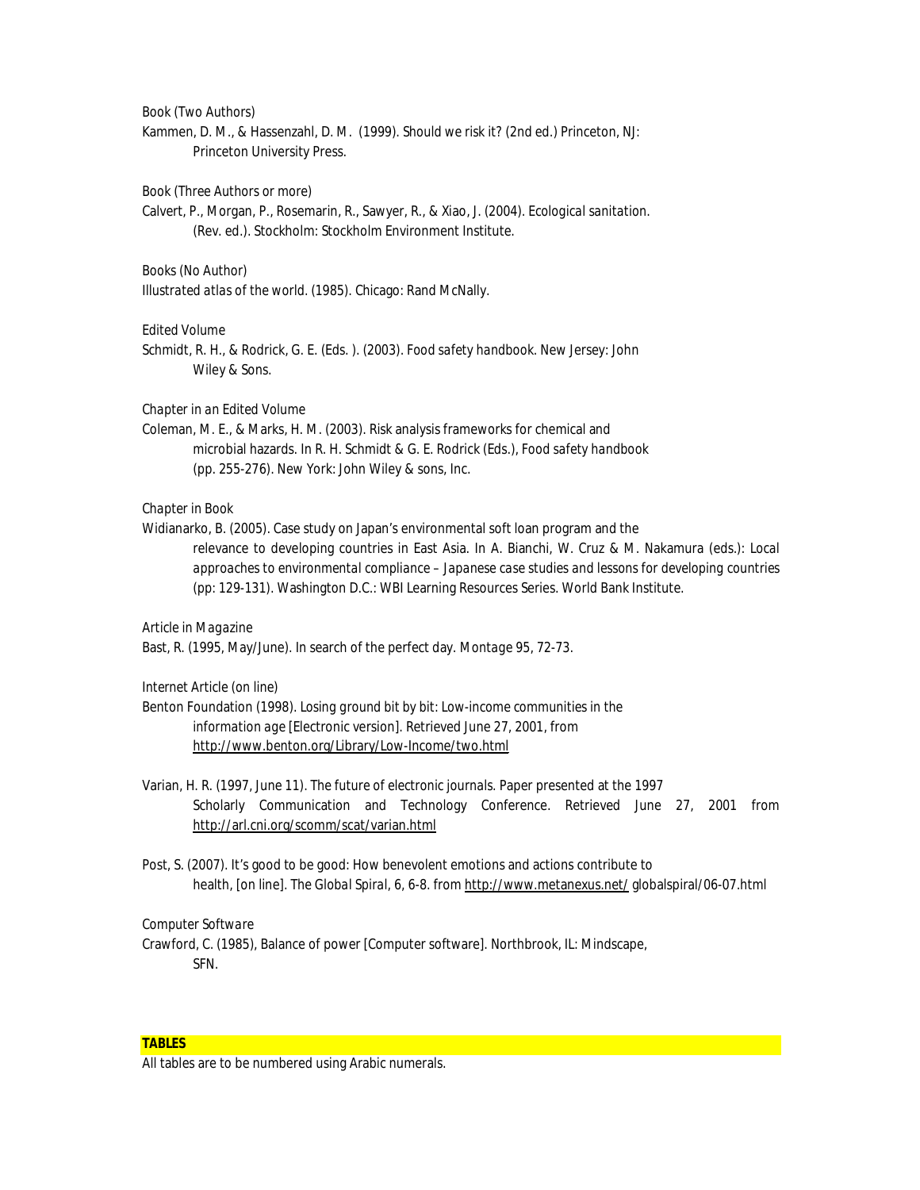Book (Two Authors)

Kammen, D. M., & Hassenzahl, D. M. (1999). *Should we risk it?* (2nd ed.) Princeton, NJ: Princeton University Press.

Book (Three Authors or more)

Calvert, P., Morgan, P., Rosemarin, R., Sawyer, R., & Xiao, J. (2004). *Ecological sanitation*. (Rev. ed.). Stockholm: Stockholm Environment Institute.

Books (No Author)

*Illustrated atlas of the world*. (1985). Chicago: Rand McNally.

Edited Volume

Schmidt, R. H., & Rodrick, G. E. (Eds. ). (2003). *Food safety handbook*. New Jersey: John Wiley & Sons.

Chapter in an Edited Volume

Coleman, M. E., & Marks, H. M. (2003). Risk analysis frameworks for chemical and microbial hazards. In R. H. Schmidt & G. E. Rodrick (Eds.), *Food safety handbook* (pp. 255-276). New York: John Wiley & sons, Inc.

Chapter in Book

Widianarko, B. (2005). Case study on Japan's environmental soft loan program and the relevance to developing countries in East Asia. In A. Bianchi, W. Cruz & M. Nakamura (eds.): *Local approaches to environmental compliance – Japanese case studies and lessons for developing countries* (pp: 129-131). Washington D.C.: WBI Learning Resources Series. World Bank Institute.

Article in Magazine

Bast, R. (1995, May/June). In search of the perfect day. *Montage* 95, 72-73.

Internet Article (on line)

Benton Foundation (1998). Losing ground bit by bit: Low-income communities in the information age [Electronic version]. Retrieved June 27, 2001, from http://www.benton.org/Library/Low-Income/two.html

Varian, H. R. (1997, June 11). The future of electronic journals. Paper presented at the 1997 Scholarly Communication and Technology Conference. Retrieved June 27, 2001 from http://arl.cni.org/scomm/scat/varian.html

Post, S. (2007). It's good to be good: How benevolent emotions and actions contribute to health, [on line]. *The Global Spiral*, 6, 6-8. from http://www.metanexus.net/ globalspiral/06-07.html

Computer Software

Crawford, C. (1985), Balance of power [Computer software]. Northbrook, IL: Mindscape, SFN.

**TABLES**

All tables are to be numbered using Arabic numerals.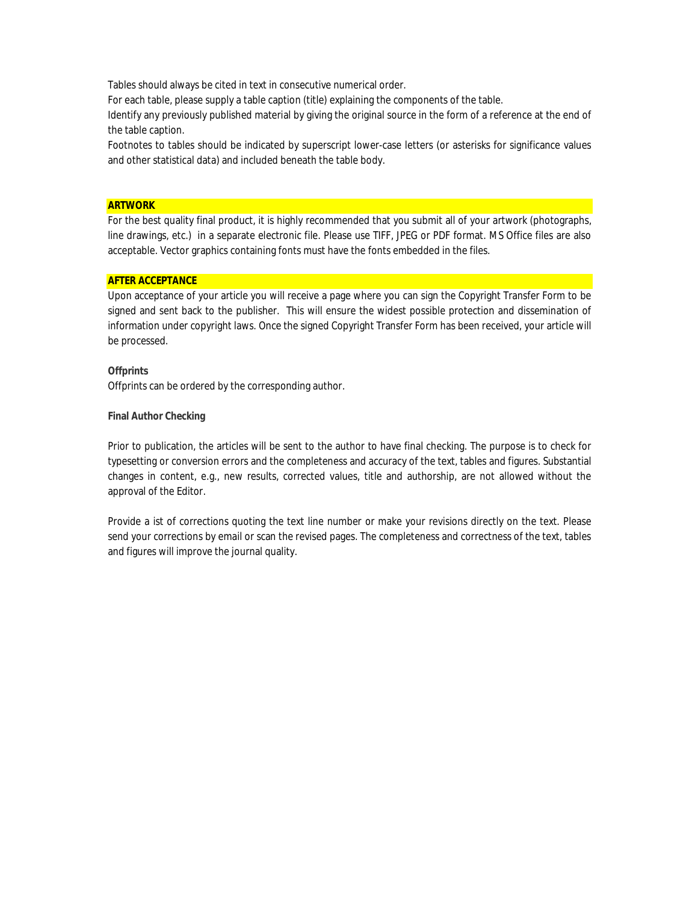Tables should always be cited in text in consecutive numerical order.

For each table, please supply a table caption (title) explaining the components of the table.

Identify any previously published material by giving the original source in the form of a reference at the end of the table caption.

Footnotes to tables should be indicated by superscript lower-case letters (or asterisks for significance values and other statistical data) and included beneath the table body.

## ARTWORK

For the best quality final product, it is highly recommended that you submit all of your artwork (photographs, line drawings, etc.) in a separate electronic file. Please use TIFF, JPEG or PDF format. MS Office files are also acceptable. Vector graphics containing fonts must have the fonts embedded in the files.

## AFTER ACCEPTANCE

Upon acceptance of your article you will receive a page where you can sign the Copyright Transfer Form to be signed and sent back to the publisher. This will ensure the widest possible protection and dissemination of information under copyright laws. Once the signed Copyright Transfer Form has been received, your article will be processed.

### Offprints

Offprints can be ordered by the corresponding author.

### Final Author Checking

Prior to publication, the articles will be sent to the author to have final checking. The purpose is to check for typesetting or conversion errors and the completeness and accuracy of the text, tables and figures. Substantial changes in content, e.g., new results, corrected values, title and authorship, are not allowed without the approval of the Editor.

Provide a ist of corrections quoting the text line number or make your revisions directly on the text. Please send your corrections by email or scan the revised pages. The completeness and correctness of the text, tables and figures will improve the journal quality.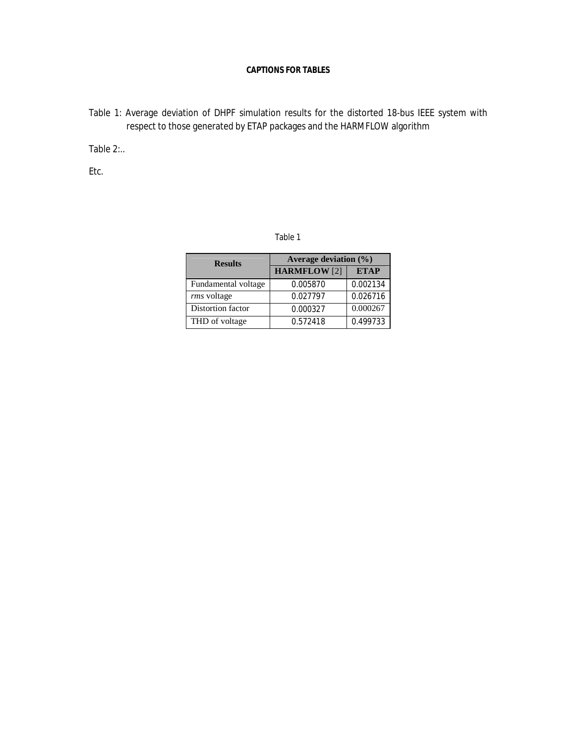**CAPTIONS FOR TABLES**

Table 1: Average deviation of DHPF simulation results for the distorted 18-bus IEEE system with respect to those generated by ETAP packages and the HARMFLOW algorithm

Table 2:..

Etc.

Table 1

| **Results** | **Average deviation (%)** | |
|---|---|---|
| | **HARMFLOW** [2] | **ETAP** |
| Fundamental voltage | 0.005870 | 0.002134 |
| *rms* voltage | 0.027797 | 0.026716 |
| Distortion factor | 0.000327 | 0.000267 |
| THD of voltage | 0.572418 | 0.499733 |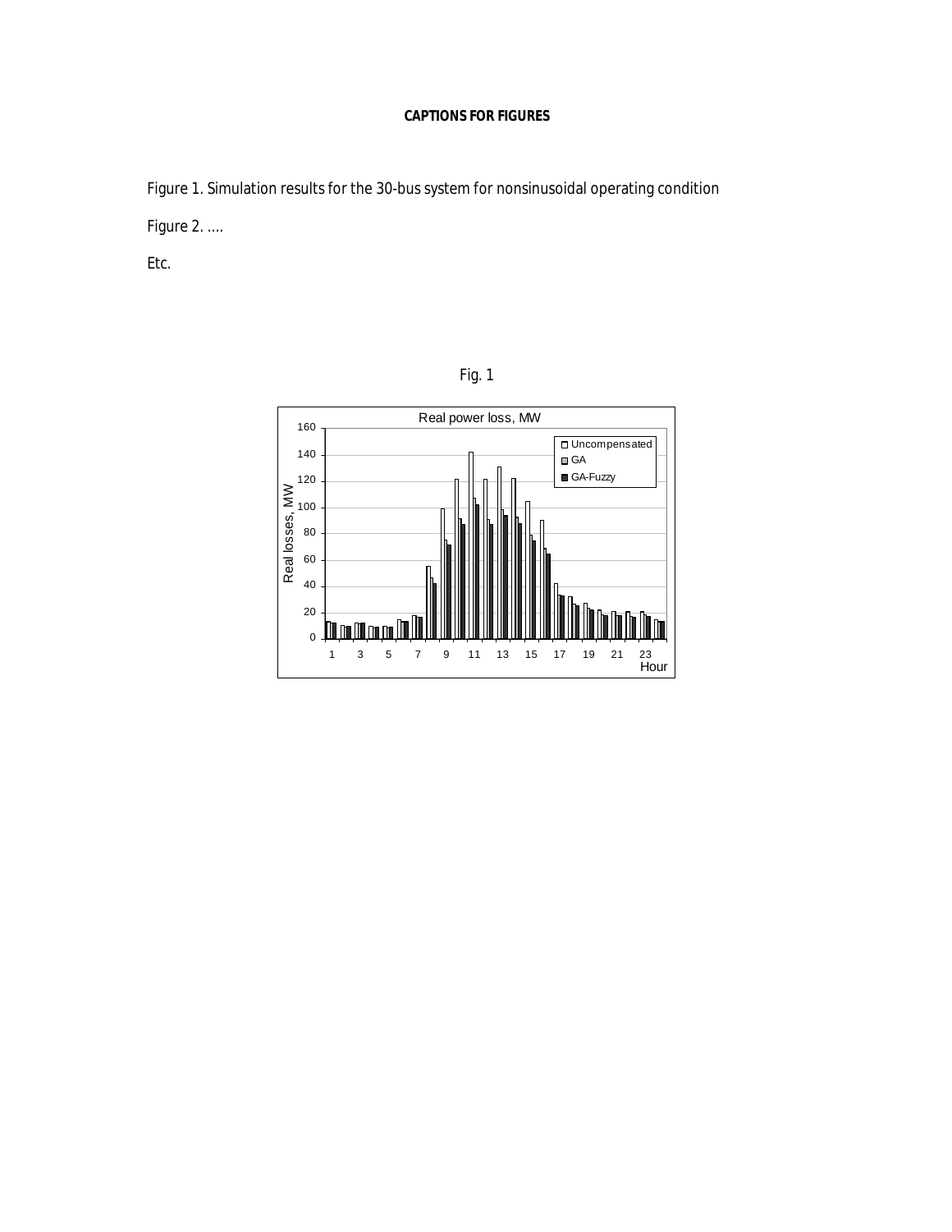**CAPTIONS FOR FIGURES**

Figure 1. Simulation results for the 30-bus system for nonsinusoidal operating condition

Figure 2. ....

Etc.

Fig. 1

Real power loss, MW

Real losses, MW

160
140
120
100
80
60
40
20
0

1 3 5 7 9 11 13 15 17 19 21 23

Hour

Uncompensated
GA
GA-Fuzzy